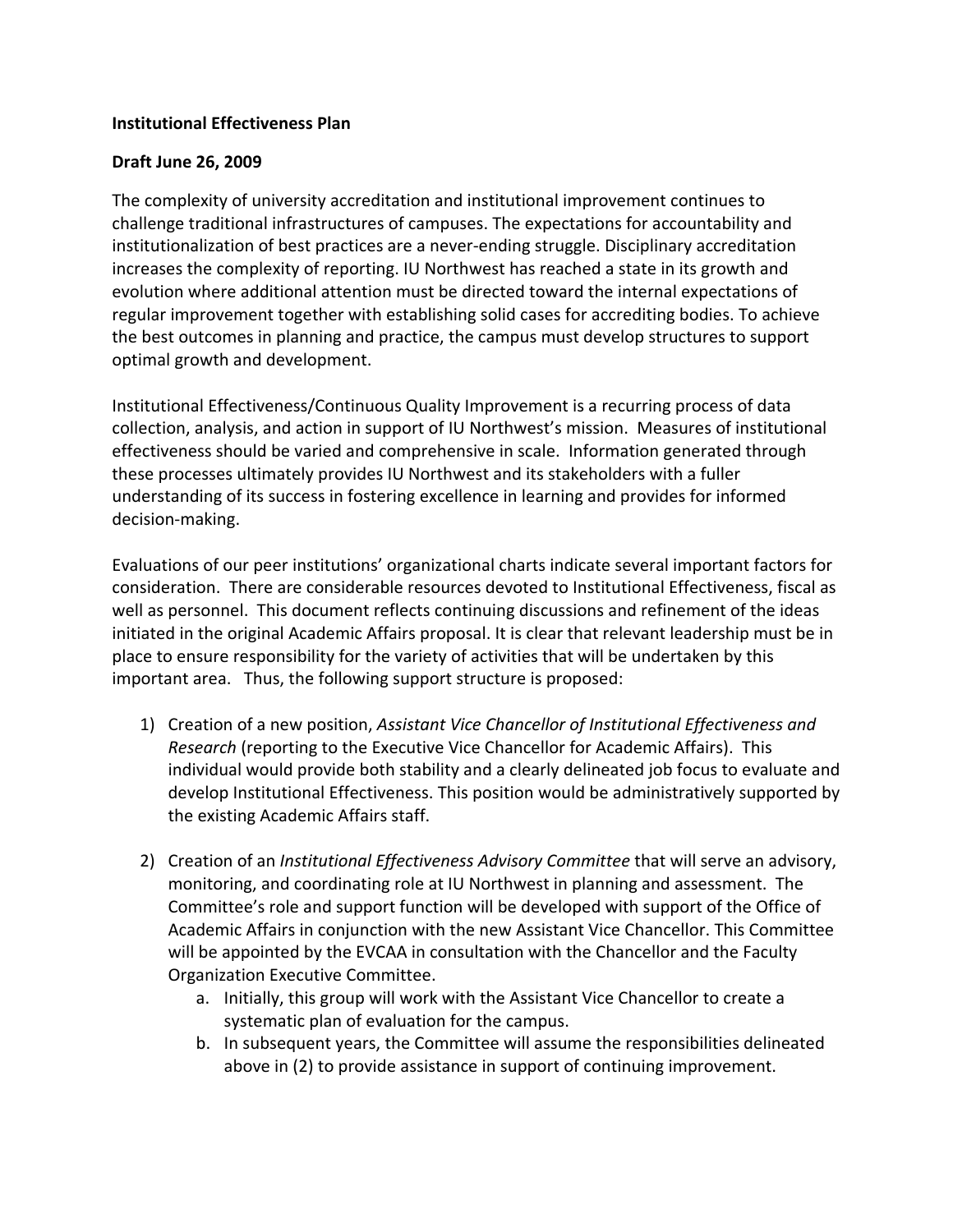**Institutional Effectiveness Plan**

**Draft June 26, 2009**

The complexity of university accreditation and institutional improvement continues to challenge traditional infrastructures of campuses. The expectations for accountability and institutionalization of best practices are a never-ending struggle. Disciplinary accreditation increases the complexity of reporting. IU Northwest has reached a state in its growth and evolution where additional attention must be directed toward the internal expectations of regular improvement together with establishing solid cases for accrediting bodies. To achieve the best outcomes in planning and practice, the campus must develop structures to support optimal growth and development.

Institutional Effectiveness/Continuous Quality Improvement is a recurring process of data collection, analysis, and action in support of IU Northwest's mission. Measures of institutional effectiveness should be varied and comprehensive in scale. Information generated through these processes ultimately provides IU Northwest and its stakeholders with a fuller understanding of its success in fostering excellence in learning and provides for informed decision-making.

Evaluations of our peer institutions' organizational charts indicate several important factors for consideration. There are considerable resources devoted to Institutional Effectiveness, fiscal as well as personnel. This document reflects continuing discussions and refinement of the ideas initiated in the original Academic Affairs proposal. It is clear that relevant leadership must be in place to ensure responsibility for the variety of activities that will be undertaken by this important area. Thus, the following support structure is proposed:

1) Creation of a new position, *Assistant Vice Chancellor of Institutional Effectiveness and Research* (reporting to the Executive Vice Chancellor for Academic Affairs). This individual would provide both stability and a clearly delineated job focus to evaluate and develop Institutional Effectiveness. This position would be administratively supported by the existing Academic Affairs staff.

2) Creation of an *Institutional Effectiveness Advisory Committee* that will serve an advisory, monitoring, and coordinating role at IU Northwest in planning and assessment. The Committee's role and support function will be developed with support of the Office of Academic Affairs in conjunction with the new Assistant Vice Chancellor. This Committee will be appointed by the EVCAA in consultation with the Chancellor and the Faculty Organization Executive Committee.
    a. Initially, this group will work with the Assistant Vice Chancellor to create a systematic plan of evaluation for the campus.
    b. In subsequent years, the Committee will assume the responsibilities delineated above in (2) to provide assistance in support of continuing improvement.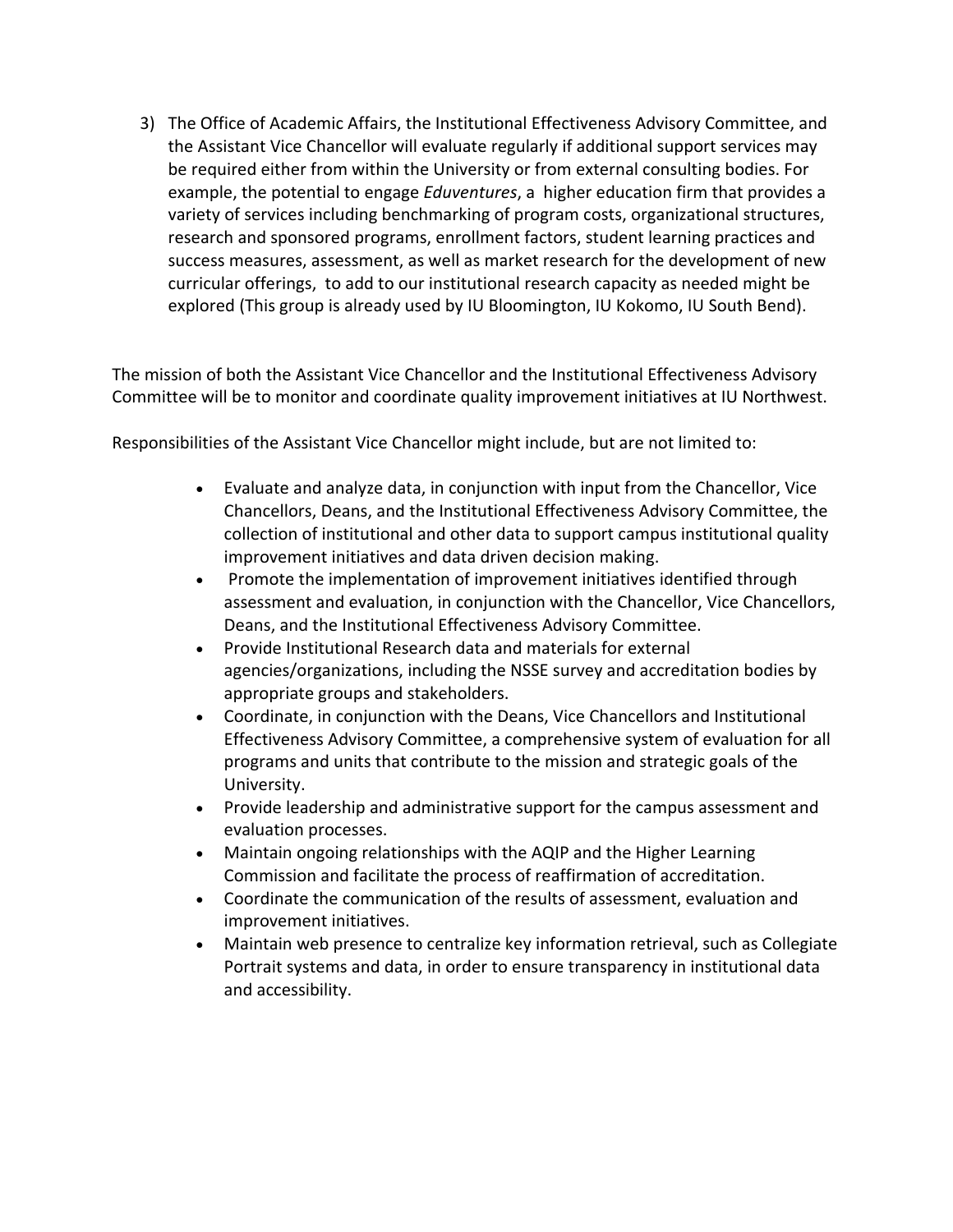3) The Office of Academic Affairs, the Institutional Effectiveness Advisory Committee, and the Assistant Vice Chancellor will evaluate regularly if additional support services may be required either from within the University or from external consulting bodies. For example, the potential to engage *Eduventures*, a higher education firm that provides a variety of services including benchmarking of program costs, organizational structures, research and sponsored programs, enrollment factors, student learning practices and success measures, assessment, as well as market research for the development of new curricular offerings, to add to our institutional research capacity as needed might be explored (This group is already used by IU Bloomington, IU Kokomo, IU South Bend).

The mission of both the Assistant Vice Chancellor and the Institutional Effectiveness Advisory Committee will be to monitor and coordinate quality improvement initiatives at IU Northwest.

Responsibilities of the Assistant Vice Chancellor might include, but are not limited to:

- Evaluate and analyze data, in conjunction with input from the Chancellor, Vice Chancellors, Deans, and the Institutional Effectiveness Advisory Committee, the collection of institutional and other data to support campus institutional quality improvement initiatives and data driven decision making.
- Promote the implementation of improvement initiatives identified through assessment and evaluation, in conjunction with the Chancellor, Vice Chancellors, Deans, and the Institutional Effectiveness Advisory Committee.
- Provide Institutional Research data and materials for external agencies/organizations, including the NSSE survey and accreditation bodies by appropriate groups and stakeholders.
- Coordinate, in conjunction with the Deans, Vice Chancellors and Institutional Effectiveness Advisory Committee, a comprehensive system of evaluation for all programs and units that contribute to the mission and strategic goals of the University.
- Provide leadership and administrative support for the campus assessment and evaluation processes.
- Maintain ongoing relationships with the AQIP and the Higher Learning Commission and facilitate the process of reaffirmation of accreditation.
- Coordinate the communication of the results of assessment, evaluation and improvement initiatives.
- Maintain web presence to centralize key information retrieval, such as Collegiate Portrait systems and data, in order to ensure transparency in institutional data and accessibility.